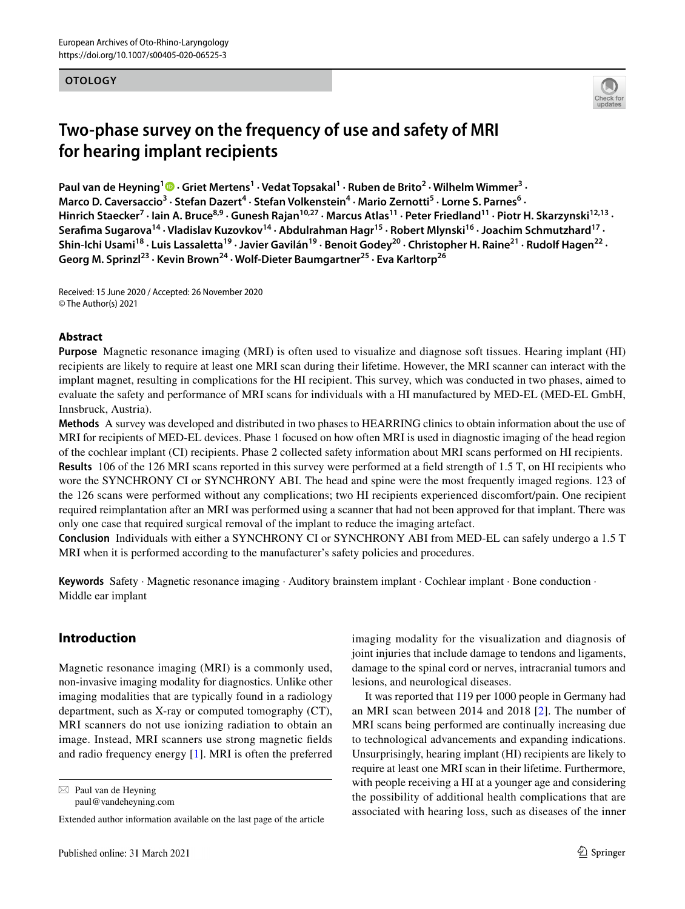European Archives of Oto-Rhino-Laryngology
https://doi.org/10.1007/s00405-020-06525-3

**OTOLOGY**

# Two-phase survey on the frequency of use and safety of MRI for hearing implant recipients

**Paul van de Heyning[1] · Griet Mertens[1] · Vedat Topsakal[1] · Ruben de Brito[2] · Wilhelm Wimmer[3] · Marco D. Caversaccio[3] · Stefan Dazert[4] · Stefan Volkenstein[4] · Mario Zernotti[5] · Lorne S. Parnes[6] · Hinrich Staecker[7] · Iain A. Bruce[8,9] · Gunesh Rajan[10,27] · Marcus Atlas[11] · Peter Friedland[11] · Piotr H. Skarzynski[12,13] · Serafima Sugarova[14] · Vladislav Kuzovkov[14] · Abdulrahman Hagr[15] · Robert Mlynski[16] · Joachim Schmutzhard[17] · Shin-Ichi Usami[18] · Luis Lassaletta[19] · Javier Gavilán[19] · Benoit Godey[20] · Christopher H. Raine[21] · Rudolf Hagen[22] · Georg M. Sprinzl[23] · Kevin Brown[24] · Wolf-Dieter Baumgartner[25] · Eva Karltorp[26]**

Received: 15 June 2020 / Accepted: 26 November 2020
© The Author(s) 2021

## Abstract

**Purpose** Magnetic resonance imaging (MRI) is often used to visualize and diagnose soft tissues. Hearing implant (HI) recipients are likely to require at least one MRI scan during their lifetime. However, the MRI scanner can interact with the implant magnet, resulting in complications for the HI recipient. This survey, which was conducted in two phases, aimed to evaluate the safety and performance of MRI scans for individuals with a HI manufactured by MED-EL (MED-EL GmbH, Innsbruck, Austria).

**Methods** A survey was developed and distributed in two phases to HEARRING clinics to obtain information about the use of MRI for recipients of MED-EL devices. Phase 1 focused on how often MRI is used in diagnostic imaging of the head region of the cochlear implant (CI) recipients. Phase 2 collected safety information about MRI scans performed on HI recipients.

**Results** 106 of the 126 MRI scans reported in this survey were performed at a field strength of 1.5 T, on HI recipients who wore the SYNCHRONY CI or SYNCHRONY ABI. The head and spine were the most frequently imaged regions. 123 of the 126 scans were performed without any complications; two HI recipients experienced discomfort/pain. One recipient required reimplantation after an MRI was performed using a scanner that had not been approved for that implant. There was only one case that required surgical removal of the implant to reduce the imaging artefact.

**Conclusion** Individuals with either a SYNCHRONY CI or SYNCHRONY ABI from MED-EL can safely undergo a 1.5 T MRI when it is performed according to the manufacturer's safety policies and procedures.

**Keywords** Safety · Magnetic resonance imaging · Auditory brainstem implant · Cochlear implant · Bone conduction · Middle ear implant

## Introduction

Magnetic resonance imaging (MRI) is a commonly used, non-invasive imaging modality for diagnostics. Unlike other imaging modalities that are typically found in a radiology department, such as X-ray or computed tomography (CT), MRI scanners do not use ionizing radiation to obtain an image. Instead, MRI scanners use strong magnetic fields and radio frequency energy [1]. MRI is often the preferred imaging modality for the visualization and diagnosis of joint injuries that include damage to tendons and ligaments, damage to the spinal cord or nerves, intracranial tumors and lesions, and neurological diseases.

It was reported that 119 per 1000 people in Germany had an MRI scan between 2014 and 2018 [2]. The number of MRI scans being performed are continually increasing due to technological advancements and expanding indications. Unsurprisingly, hearing implant (HI) recipients are likely to require at least one MRI scan in their lifetime. Furthermore, with people receiving a HI at a younger age and considering the possibility of additional health complications that are associated with hearing loss, such as diseases of the inner

✉ Paul van de Heyning
paul@vandeheyning.com

Extended author information available on the last page of the article

Published online: 31 March 2021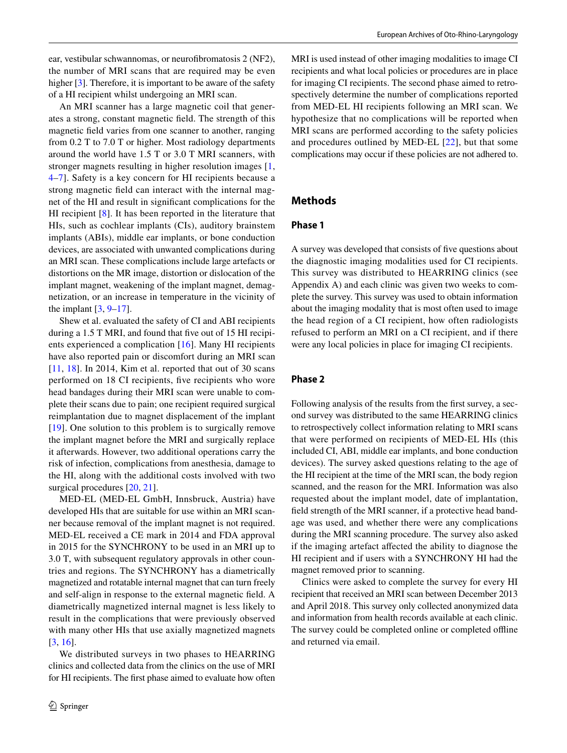ear, vestibular schwannomas, or neurofibromatosis 2 (NF2), the number of MRI scans that are required may be even higher [3]. Therefore, it is important to be aware of the safety of a HI recipient whilst undergoing an MRI scan.

An MRI scanner has a large magnetic coil that generates a strong, constant magnetic field. The strength of this magnetic field varies from one scanner to another, ranging from 0.2 T to 7.0 T or higher. Most radiology departments around the world have 1.5 T or 3.0 T MRI scanners, with stronger magnets resulting in higher resolution images [1, 4–7]. Safety is a key concern for HI recipients because a strong magnetic field can interact with the internal magnet of the HI and result in significant complications for the HI recipient [8]. It has been reported in the literature that HIs, such as cochlear implants (CIs), auditory brainstem implants (ABIs), middle ear implants, or bone conduction devices, are associated with unwanted complications during an MRI scan. These complications include large artefacts or distortions on the MR image, distortion or dislocation of the implant magnet, weakening of the implant magnet, demagnetization, or an increase in temperature in the vicinity of the implant [3, 9–17].

Shew et al. evaluated the safety of CI and ABI recipients during a 1.5 T MRI, and found that five out of 15 HI recipients experienced a complication [16]. Many HI recipients have also reported pain or discomfort during an MRI scan [11, 18]. In 2014, Kim et al. reported that out of 30 scans performed on 18 CI recipients, five recipients who wore head bandages during their MRI scan were unable to complete their scans due to pain; one recipient required surgical reimplantation due to magnet displacement of the implant [19]. One solution to this problem is to surgically remove the implant magnet before the MRI and surgically replace it afterwards. However, two additional operations carry the risk of infection, complications from anesthesia, damage to the HI, along with the additional costs involved with two surgical procedures [20, 21].

MED-EL (MED-EL GmbH, Innsbruck, Austria) have developed HIs that are suitable for use within an MRI scanner because removal of the implant magnet is not required. MED-EL received a CE mark in 2014 and FDA approval in 2015 for the SYNCHRONY to be used in an MRI up to 3.0 T, with subsequent regulatory approvals in other countries and regions. The SYNCHRONY has a diametrically magnetized and rotatable internal magnet that can turn freely and self-align in response to the external magnetic field. A diametrically magnetized internal magnet is less likely to result in the complications that were previously observed with many other HIs that use axially magnetized magnets [3, 16].

We distributed surveys in two phases to HEARRING clinics and collected data from the clinics on the use of MRI for HI recipients. The first phase aimed to evaluate how often MRI is used instead of other imaging modalities to image CI recipients and what local policies or procedures are in place for imaging CI recipients. The second phase aimed to retrospectively determine the number of complications reported from MED-EL HI recipients following an MRI scan. We hypothesize that no complications will be reported when MRI scans are performed according to the safety policies and procedures outlined by MED-EL [22], but that some complications may occur if these policies are not adhered to.

## Methods

### Phase 1

A survey was developed that consists of five questions about the diagnostic imaging modalities used for CI recipients. This survey was distributed to HEARRING clinics (see Appendix A) and each clinic was given two weeks to complete the survey. This survey was used to obtain information about the imaging modality that is most often used to image the head region of a CI recipient, how often radiologists refused to perform an MRI on a CI recipient, and if there were any local policies in place for imaging CI recipients.

### Phase 2

Following analysis of the results from the first survey, a second survey was distributed to the same HEARRING clinics to retrospectively collect information relating to MRI scans that were performed on recipients of MED-EL HIs (this included CI, ABI, middle ear implants, and bone conduction devices). The survey asked questions relating to the age of the HI recipient at the time of the MRI scan, the body region scanned, and the reason for the MRI. Information was also requested about the implant model, date of implantation, field strength of the MRI scanner, if a protective head bandage was used, and whether there were any complications during the MRI scanning procedure. The survey also asked if the imaging artefact affected the ability to diagnose the HI recipient and if users with a SYNCHRONY HI had the magnet removed prior to scanning.

Clinics were asked to complete the survey for every HI recipient that received an MRI scan between December 2013 and April 2018. This survey only collected anonymized data and information from health records available at each clinic. The survey could be completed online or completed offline and returned via email.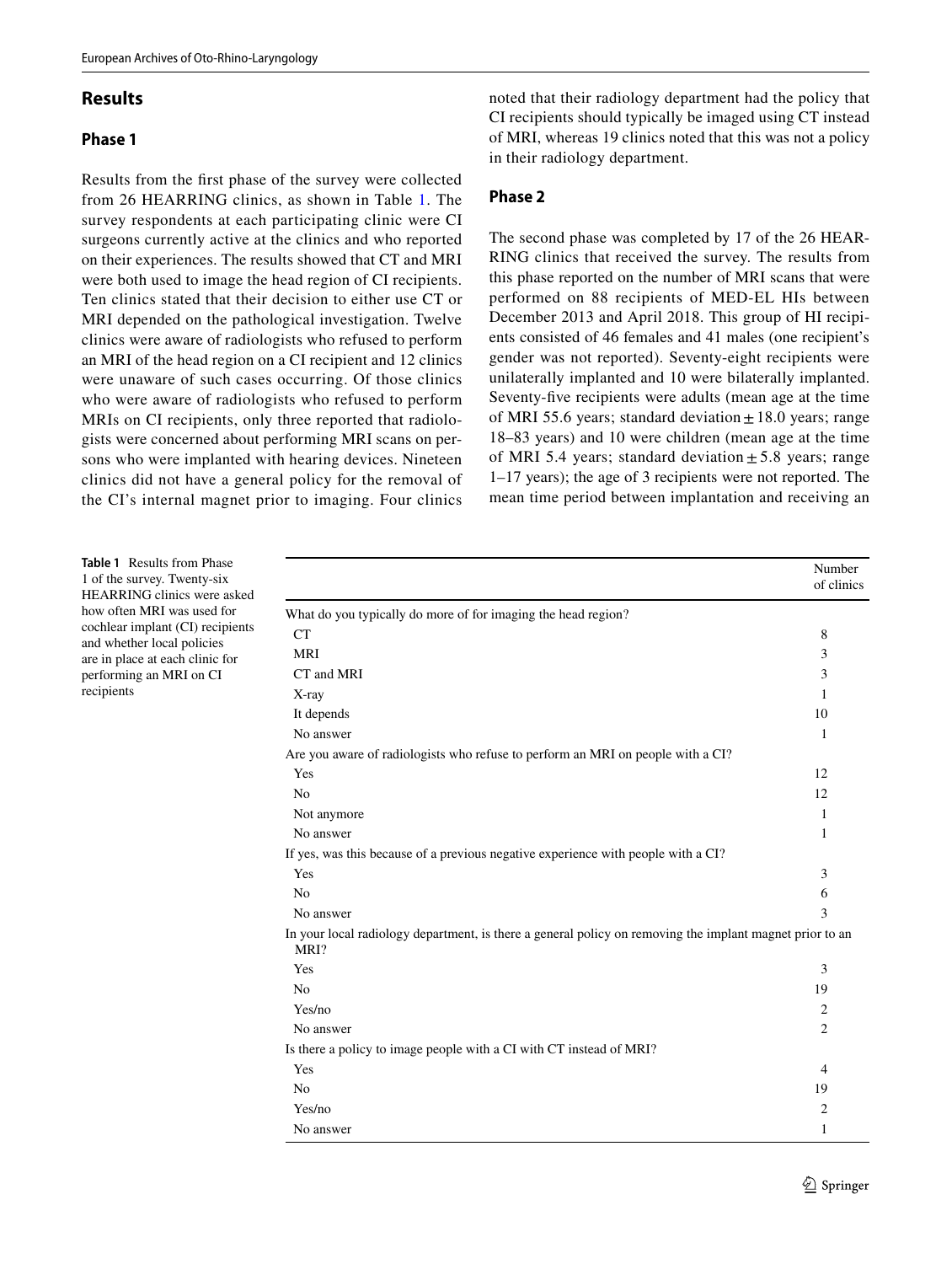## Results

### Phase 1

Results from the first phase of the survey were collected from 26 HEARRING clinics, as shown in Table 1. The survey respondents at each participating clinic were CI surgeons currently active at the clinics and who reported on their experiences. The results showed that CT and MRI were both used to image the head region of CI recipients. Ten clinics stated that their decision to either use CT or MRI depended on the pathological investigation. Twelve clinics were aware of radiologists who refused to perform an MRI of the head region on a CI recipient and 12 clinics were unaware of such cases occurring. Of those clinics who were aware of radiologists who refused to perform MRIs on CI recipients, only three reported that radiologists were concerned about performing MRI scans on persons who were implanted with hearing devices. Nineteen clinics did not have a general policy for the removal of the CI's internal magnet prior to imaging. Four clinics noted that their radiology department had the policy that CI recipients should typically be imaged using CT instead of MRI, whereas 19 clinics noted that this was not a policy in their radiology department.

### Phase 2

The second phase was completed by 17 of the 26 HEARRING clinics that received the survey. The results from this phase reported on the number of MRI scans that were performed on 88 recipients of MED-EL HIs between December 2013 and April 2018. This group of HI recipients consisted of 46 females and 41 males (one recipient's gender was not reported). Seventy-eight recipients were unilaterally implanted and 10 were bilaterally implanted. Seventy-five recipients were adults (mean age at the time of MRI 55.6 years; standard deviation ± 18.0 years; range 18–83 years) and 10 were children (mean age at the time of MRI 5.4 years; standard deviation ± 5.8 years; range 1–17 years); the age of 3 recipients were not reported. The mean time period between implantation and receiving an

**Table 1** Results from Phase 1 of the survey. Twenty-six HEARRING clinics were asked how often MRI was used for cochlear implant (CI) recipients and whether local policies are in place at each clinic for performing an MRI on CI recipients

| | Number of clinics |
|---|---|
| What do you typically do more of for imaging the head region? | |
| CT | 8 |
| MRI | 3 |
| CT and MRI | 3 |
| X-ray | 1 |
| It depends | 10 |
| No answer | 1 |
| Are you aware of radiologists who refuse to perform an MRI on people with a CI? | |
| Yes | 12 |
| No | 12 |
| Not anymore | 1 |
| No answer | 1 |
| If yes, was this because of a previous negative experience with people with a CI? | |
| Yes | 3 |
| No | 6 |
| No answer | 3 |
| In your local radiology department, is there a general policy on removing the implant magnet prior to an MRI? | |
| Yes | 3 |
| No | 19 |
| Yes/no | 2 |
| No answer | 2 |
| Is there a policy to image people with a CI with CT instead of MRI? | |
| Yes | 4 |
| No | 19 |
| Yes/no | 2 |
| No answer | 1 |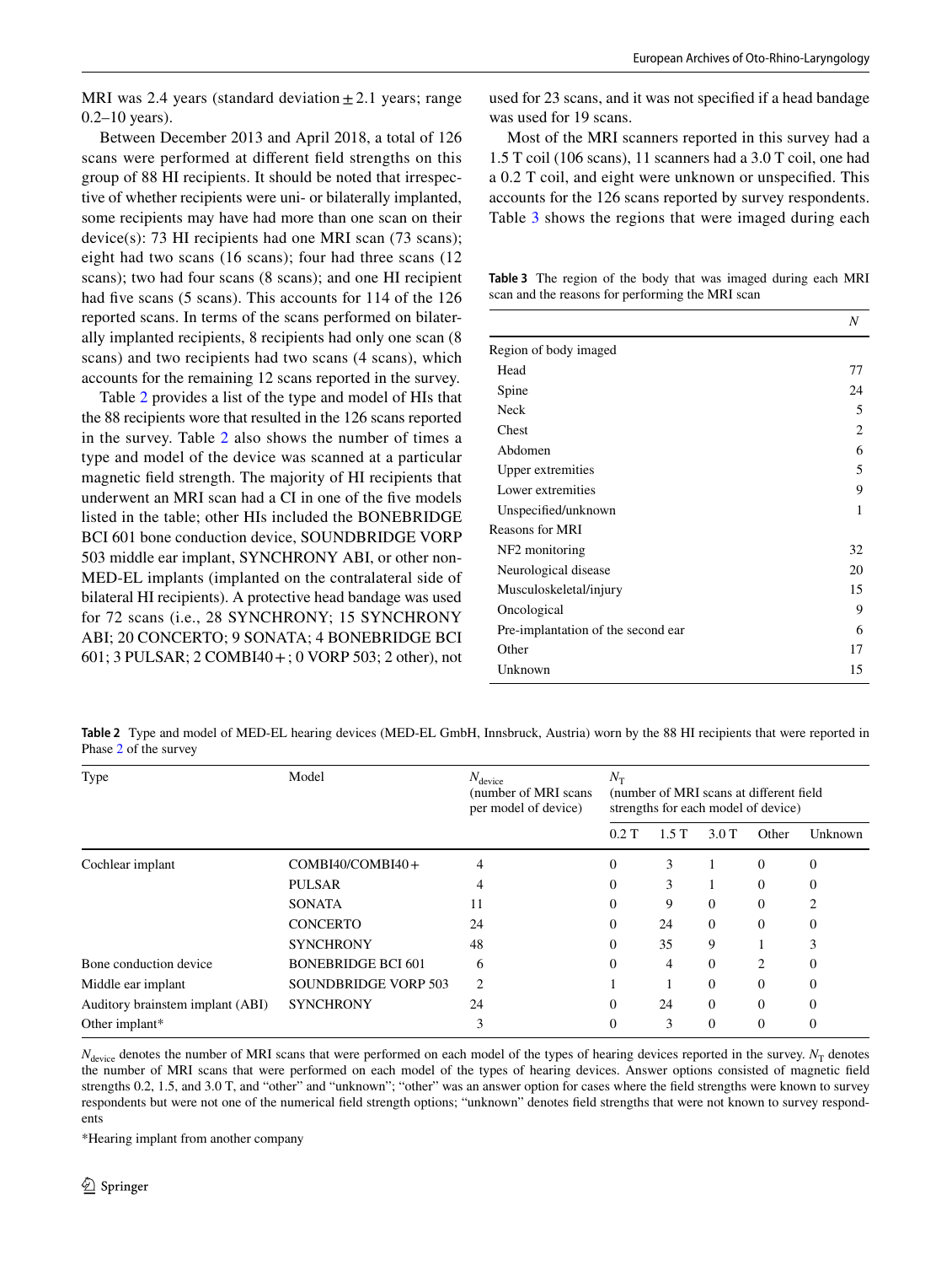MRI was 2.4 years (standard deviation ± 2.1 years; range 0.2–10 years).

Between December 2013 and April 2018, a total of 126 scans were performed at different field strengths on this group of 88 HI recipients. It should be noted that irrespective of whether recipients were uni- or bilaterally implanted, some recipients may have had more than one scan on their device(s): 73 HI recipients had one MRI scan (73 scans); eight had two scans (16 scans); four had three scans (12 scans); two had four scans (8 scans); and one HI recipient had five scans (5 scans). This accounts for 114 of the 126 reported scans. In terms of the scans performed on bilaterally implanted recipients, 8 recipients had only one scan (8 scans) and two recipients had two scans (4 scans), which accounts for the remaining 12 scans reported in the survey.

Table 2 provides a list of the type and model of HIs that the 88 recipients wore that resulted in the 126 scans reported in the survey. Table 2 also shows the number of times a type and model of the device was scanned at a particular magnetic field strength. The majority of HI recipients that underwent an MRI scan had a CI in one of the five models listed in the table; other HIs included the BONEBRIDGE BCI 601 bone conduction device, SOUNDBRIDGE VORP 503 middle ear implant, SYNCHRONY ABI, or other non-MED-EL implants (implanted on the contralateral side of bilateral HI recipients). A protective head bandage was used for 72 scans (i.e., 28 SYNCHRONY; 15 SYNCHRONY ABI; 20 CONCERTO; 9 SONATA; 4 BONEBRIDGE BCI 601; 3 PULSAR; 2 COMBI40+; 0 VORP 503; 2 other), not used for 23 scans, and it was not specified if a head bandage was used for 19 scans.

Most of the MRI scanners reported in this survey had a 1.5 T coil (106 scans), 11 scanners had a 3.0 T coil, one had a 0.2 T coil, and eight were unknown or unspecified. This accounts for the 126 scans reported by survey respondents. Table 3 shows the regions that were imaged during each

**Table 3** The region of the body that was imaged during each MRI scan and the reasons for performing the MRI scan

| | $N$ |
|---|---|
| Region of body imaged | |
| Head | 77 |
| Spine | 24 |
| Neck | 5 |
| Chest | 2 |
| Abdomen | 6 |
| Upper extremities | 5 |
| Lower extremities | 9 |
| Unspecified/unknown | 1 |
| Reasons for MRI | |
| NF2 monitoring | 32 |
| Neurological disease | 20 |
| Musculoskeletal/injury | 15 |
| Oncological | 9 |
| Pre-implantation of the second ear | 6 |
| Other | 17 |
| Unknown | 15 |

**Table 2** Type and model of MED-EL hearing devices (MED-EL GmbH, Innsbruck, Austria) worn by the 88 HI recipients that were reported in Phase 2 of the survey

| Type | Model | $N_{\text{device}}$ (number of MRI scans per model of device) | $N_{\text{T}}$ (number of MRI scans at different field strengths for each model of device) | | | | |
|---|---|---|---|---|---|---|---|
| | | | 0.2 T | 1.5 T | 3.0 T | Other | Unknown |
| Cochlear implant | COMBI40/COMBI40+ | 4 | 0 | 3 | 1 | 0 | 0 |
| | PULSAR | 4 | 0 | 3 | 1 | 0 | 0 |
| | SONATA | 11 | 0 | 9 | 0 | 0 | 2 |
| | CONCERTO | 24 | 0 | 24 | 0 | 0 | 0 |
| | SYNCHRONY | 48 | 0 | 35 | 9 | 1 | 3 |
| Bone conduction device | BONEBRIDGE BCI 601 | 6 | 0 | 4 | 0 | 2 | 0 |
| Middle ear implant | SOUNDBRIDGE VORP 503 | 2 | 1 | 1 | 0 | 0 | 0 |
| Auditory brainstem implant (ABI) | SYNCHRONY | 24 | 0 | 24 | 0 | 0 | 0 |
| Other implant* | | 3 | 0 | 3 | 0 | 0 | 0 |

$N_{\text{device}}$ denotes the number of MRI scans that were performed on each model of the types of hearing devices reported in the survey. $N_{\text{T}}$ denotes the number of MRI scans that were performed on each model of the types of hearing devices. Answer options consisted of magnetic field strengths 0.2, 1.5, and 3.0 T, and "other" and "unknown"; "other" was an answer option for cases where the field strengths were known to survey respondents but were not one of the numerical field strength options; "unknown" denotes field strengths that were not known to survey respondents

*Hearing implant from another company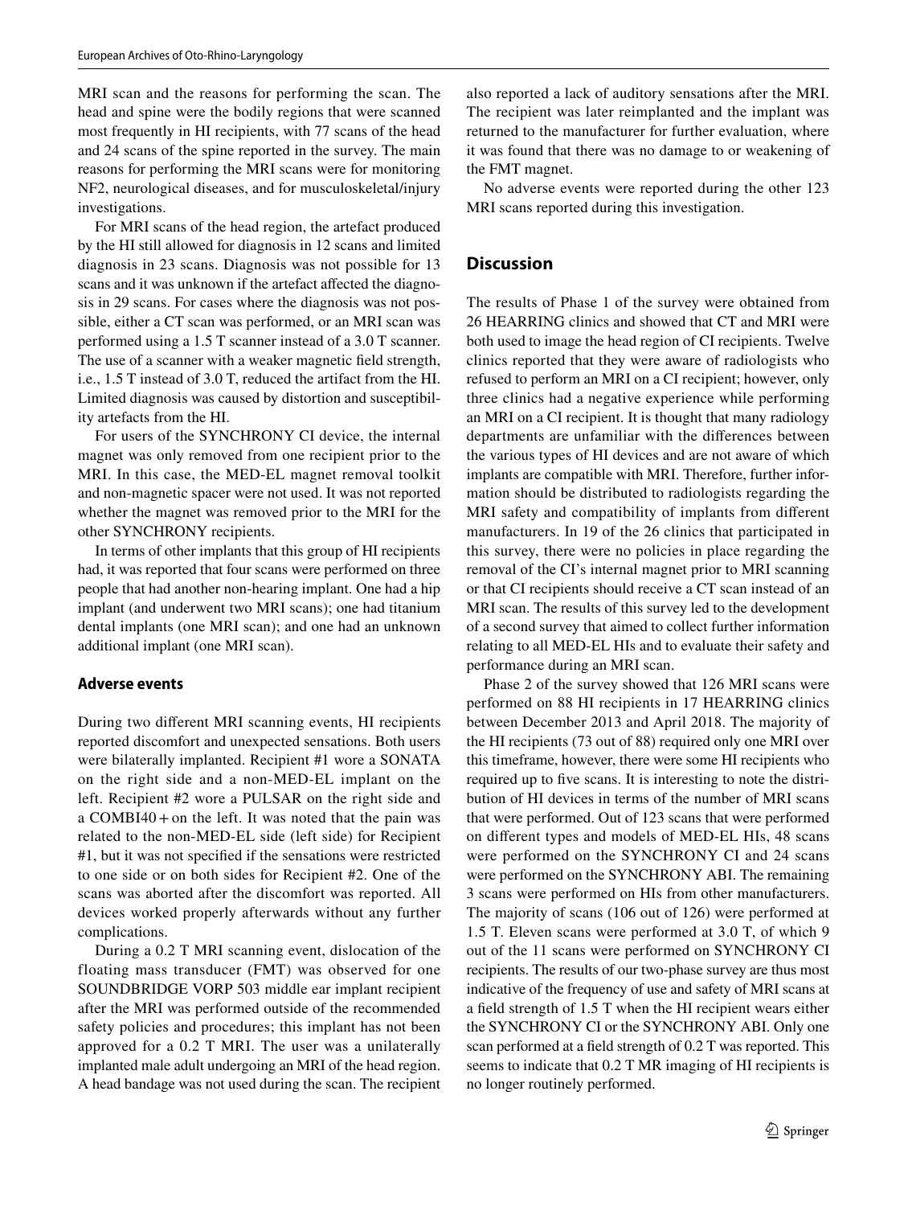MRI scan and the reasons for performing the scan. The head and spine were the bodily regions that were scanned most frequently in HI recipients, with 77 scans of the head and 24 scans of the spine reported in the survey. The main reasons for performing the MRI scans were for monitoring NF2, neurological diseases, and for musculoskeletal/injury investigations.

For MRI scans of the head region, the artefact produced by the HI still allowed for diagnosis in 12 scans and limited diagnosis in 23 scans. Diagnosis was not possible for 13 scans and it was unknown if the artefact affected the diagnosis in 29 scans. For cases where the diagnosis was not possible, either a CT scan was performed, or an MRI scan was performed using a 1.5 T scanner instead of a 3.0 T scanner. The use of a scanner with a weaker magnetic field strength, i.e., 1.5 T instead of 3.0 T, reduced the artifact from the HI. Limited diagnosis was caused by distortion and susceptibility artefacts from the HI.

For users of the SYNCHRONY CI device, the internal magnet was only removed from one recipient prior to the MRI. In this case, the MED-EL magnet removal toolkit and non-magnetic spacer were not used. It was not reported whether the magnet was removed prior to the MRI for the other SYNCHRONY recipients.

In terms of other implants that this group of HI recipients had, it was reported that four scans were performed on three people that had another non-hearing implant. One had a hip implant (and underwent two MRI scans); one had titanium dental implants (one MRI scan); and one had an unknown additional implant (one MRI scan).

### Adverse events

During two different MRI scanning events, HI recipients reported discomfort and unexpected sensations. Both users were bilaterally implanted. Recipient #1 wore a SONATA on the right side and a non-MED-EL implant on the left. Recipient #2 wore a PULSAR on the right side and a COMBI40+on the left. It was noted that the pain was related to the non-MED-EL side (left side) for Recipient #1, but it was not specified if the sensations were restricted to one side or on both sides for Recipient #2. One of the scans was aborted after the discomfort was reported. All devices worked properly afterwards without any further complications.

During a 0.2 T MRI scanning event, dislocation of the floating mass transducer (FMT) was observed for one SOUNDBRIDGE VORP 503 middle ear implant recipient after the MRI was performed outside of the recommended safety policies and procedures; this implant has not been approved for a 0.2 T MRI. The user was a unilaterally implanted male adult undergoing an MRI of the head region. A head bandage was not used during the scan. The recipient also reported a lack of auditory sensations after the MRI. The recipient was later reimplanted and the implant was returned to the manufacturer for further evaluation, where it was found that there was no damage to or weakening of the FMT magnet.

No adverse events were reported during the other 123 MRI scans reported during this investigation.

## Discussion

The results of Phase 1 of the survey were obtained from 26 HEARRING clinics and showed that CT and MRI were both used to image the head region of CI recipients. Twelve clinics reported that they were aware of radiologists who refused to perform an MRI on a CI recipient; however, only three clinics had a negative experience while performing an MRI on a CI recipient. It is thought that many radiology departments are unfamiliar with the differences between the various types of HI devices and are not aware of which implants are compatible with MRI. Therefore, further information should be distributed to radiologists regarding the MRI safety and compatibility of implants from different manufacturers. In 19 of the 26 clinics that participated in this survey, there were no policies in place regarding the removal of the CI's internal magnet prior to MRI scanning or that CI recipients should receive a CT scan instead of an MRI scan. The results of this survey led to the development of a second survey that aimed to collect further information relating to all MED-EL HIs and to evaluate their safety and performance during an MRI scan.

Phase 2 of the survey showed that 126 MRI scans were performed on 88 HI recipients in 17 HEARRING clinics between December 2013 and April 2018. The majority of the HI recipients (73 out of 88) required only one MRI over this timeframe, however, there were some HI recipients who required up to five scans. It is interesting to note the distribution of HI devices in terms of the number of MRI scans that were performed. Out of 123 scans that were performed on different types and models of MED-EL HIs, 48 scans were performed on the SYNCHRONY CI and 24 scans were performed on the SYNCHRONY ABI. The remaining 3 scans were performed on HIs from other manufacturers. The majority of scans (106 out of 126) were performed at 1.5 T. Eleven scans were performed at 3.0 T, of which 9 out of the 11 scans were performed on SYNCHRONY CI recipients. The results of our two-phase survey are thus most indicative of the frequency of use and safety of MRI scans at a field strength of 1.5 T when the HI recipient wears either the SYNCHRONY CI or the SYNCHRONY ABI. Only one scan performed at a field strength of 0.2 T was reported. This seems to indicate that 0.2 T MR imaging of HI recipients is no longer routinely performed.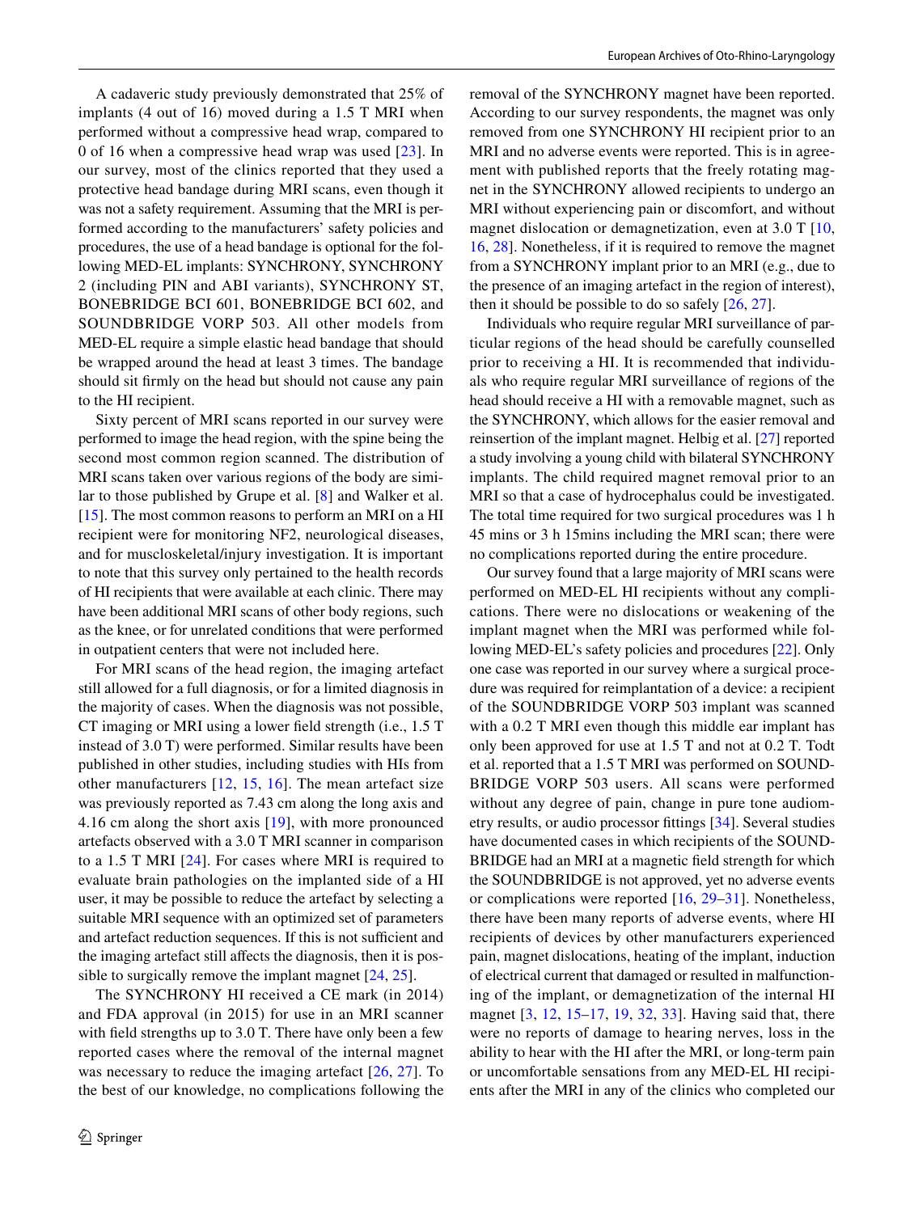A cadaveric study previously demonstrated that 25% of implants (4 out of 16) moved during a 1.5 T MRI when performed without a compressive head wrap, compared to 0 of 16 when a compressive head wrap was used [23]. In our survey, most of the clinics reported that they used a protective head bandage during MRI scans, even though it was not a safety requirement. Assuming that the MRI is performed according to the manufacturers' safety policies and procedures, the use of a head bandage is optional for the following MED-EL implants: SYNCHRONY, SYNCHRONY 2 (including PIN and ABI variants), SYNCHRONY ST, BONEBRIDGE BCI 601, BONEBRIDGE BCI 602, and SOUNDBRIDGE VORP 503. All other models from MED-EL require a simple elastic head bandage that should be wrapped around the head at least 3 times. The bandage should sit firmly on the head but should not cause any pain to the HI recipient.

Sixty percent of MRI scans reported in our survey were performed to image the head region, with the spine being the second most common region scanned. The distribution of MRI scans taken over various regions of the body are similar to those published by Grupe et al. [8] and Walker et al. [15]. The most common reasons to perform an MRI on a HI recipient were for monitoring NF2, neurological diseases, and for muscloskeletal/injury investigation. It is important to note that this survey only pertained to the health records of HI recipients that were available at each clinic. There may have been additional MRI scans of other body regions, such as the knee, or for unrelated conditions that were performed in outpatient centers that were not included here.

For MRI scans of the head region, the imaging artefact still allowed for a full diagnosis, or for a limited diagnosis in the majority of cases. When the diagnosis was not possible, CT imaging or MRI using a lower field strength (i.e., 1.5 T instead of 3.0 T) were performed. Similar results have been published in other studies, including studies with HIs from other manufacturers [12, 15, 16]. The mean artefact size was previously reported as 7.43 cm along the long axis and 4.16 cm along the short axis [19], with more pronounced artefacts observed with a 3.0 T MRI scanner in comparison to a 1.5 T MRI [24]. For cases where MRI is required to evaluate brain pathologies on the implanted side of a HI user, it may be possible to reduce the artefact by selecting a suitable MRI sequence with an optimized set of parameters and artefact reduction sequences. If this is not sufficient and the imaging artefact still affects the diagnosis, then it is possible to surgically remove the implant magnet [24, 25].

The SYNCHRONY HI received a CE mark (in 2014) and FDA approval (in 2015) for use in an MRI scanner with field strengths up to 3.0 T. There have only been a few reported cases where the removal of the internal magnet was necessary to reduce the imaging artefact [26, 27]. To the best of our knowledge, no complications following the removal of the SYNCHRONY magnet have been reported. According to our survey respondents, the magnet was only removed from one SYNCHRONY HI recipient prior to an MRI and no adverse events were reported. This is in agreement with published reports that the freely rotating magnet in the SYNCHRONY allowed recipients to undergo an MRI without experiencing pain or discomfort, and without magnet dislocation or demagnetization, even at 3.0 T [10, 16, 28]. Nonetheless, if it is required to remove the magnet from a SYNCHRONY implant prior to an MRI (e.g., due to the presence of an imaging artefact in the region of interest), then it should be possible to do so safely [26, 27].

Individuals who require regular MRI surveillance of particular regions of the head should be carefully counselled prior to receiving a HI. It is recommended that individuals who require regular MRI surveillance of regions of the head should receive a HI with a removable magnet, such as the SYNCHRONY, which allows for the easier removal and reinsertion of the implant magnet. Helbig et al. [27] reported a study involving a young child with bilateral SYNCHRONY implants. The child required magnet removal prior to an MRI so that a case of hydrocephalus could be investigated. The total time required for two surgical procedures was 1 h 45 mins or 3 h 15mins including the MRI scan; there were no complications reported during the entire procedure.

Our survey found that a large majority of MRI scans were performed on MED-EL HI recipients without any complications. There were no dislocations or weakening of the implant magnet when the MRI was performed while following MED-EL's safety policies and procedures [22]. Only one case was reported in our survey where a surgical procedure was required for reimplantation of a device: a recipient of the SOUNDBRIDGE VORP 503 implant was scanned with a 0.2 T MRI even though this middle ear implant has only been approved for use at 1.5 T and not at 0.2 T. Todt et al. reported that a 1.5 T MRI was performed on SOUNDBRIDGE VORP 503 users. All scans were performed without any degree of pain, change in pure tone audiometry results, or audio processor fittings [34]. Several studies have documented cases in which recipients of the SOUNDBRIDGE had an MRI at a magnetic field strength for which the SOUNDBRIDGE is not approved, yet no adverse events or complications were reported [16, 29–31]. Nonetheless, there have been many reports of adverse events, where HI recipients of devices by other manufacturers experienced pain, magnet dislocations, heating of the implant, induction of electrical current that damaged or resulted in malfunctioning of the implant, or demagnetization of the internal HI magnet [3, 12, 15–17, 19, 32, 33]. Having said that, there were no reports of damage to hearing nerves, loss in the ability to hear with the HI after the MRI, or long-term pain or uncomfortable sensations from any MED-EL HI recipients after the MRI in any of the clinics who completed our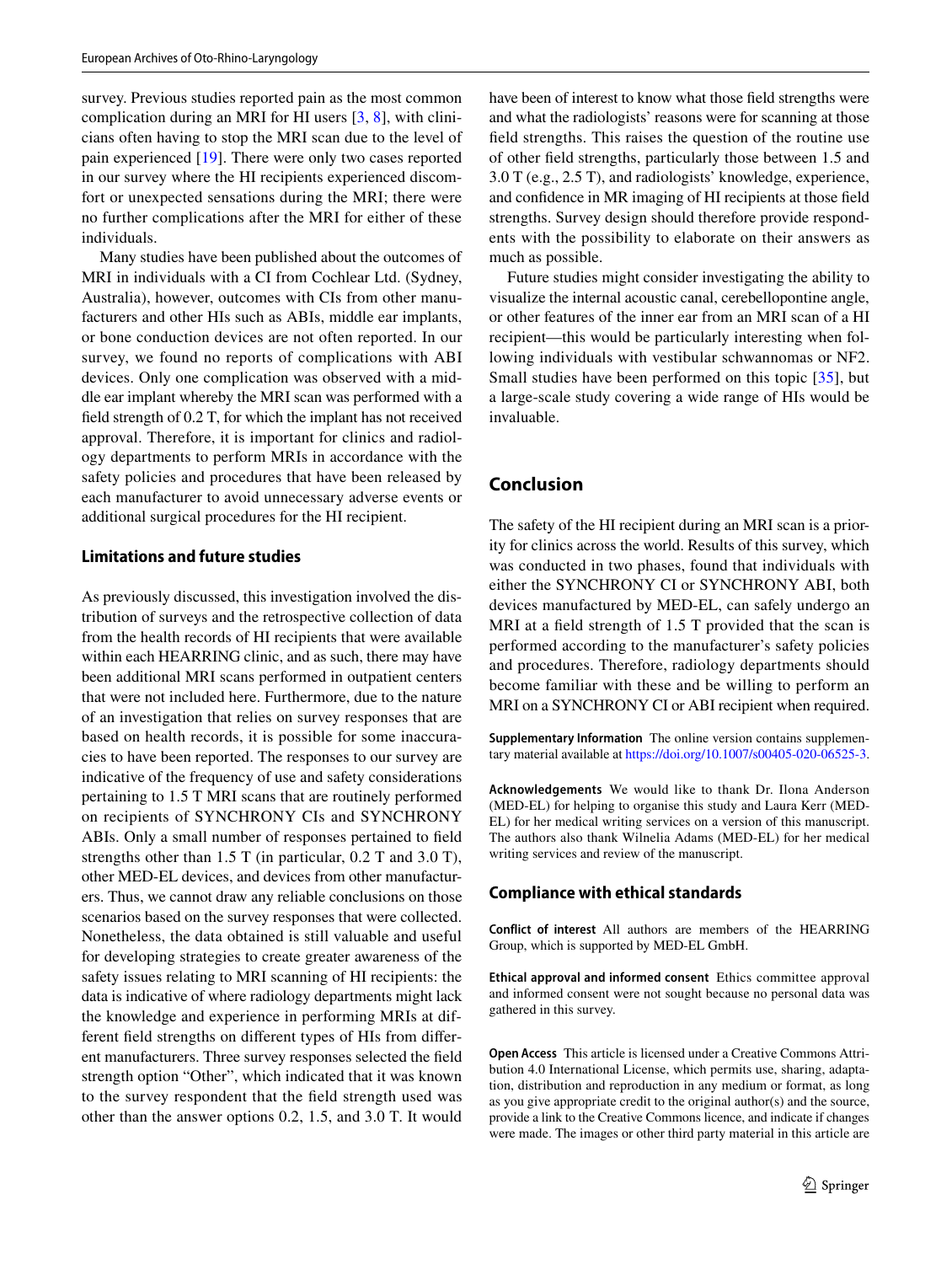survey. Previous studies reported pain as the most common complication during an MRI for HI users [3, 8], with clinicians often having to stop the MRI scan due to the level of pain experienced [19]. There were only two cases reported in our survey where the HI recipients experienced discomfort or unexpected sensations during the MRI; there were no further complications after the MRI for either of these individuals.

Many studies have been published about the outcomes of MRI in individuals with a CI from Cochlear Ltd. (Sydney, Australia), however, outcomes with CIs from other manufacturers and other HIs such as ABIs, middle ear implants, or bone conduction devices are not often reported. In our survey, we found no reports of complications with ABI devices. Only one complication was observed with a middle ear implant whereby the MRI scan was performed with a field strength of 0.2 T, for which the implant has not received approval. Therefore, it is important for clinics and radiology departments to perform MRIs in accordance with the safety policies and procedures that have been released by each manufacturer to avoid unnecessary adverse events or additional surgical procedures for the HI recipient.

### Limitations and future studies

As previously discussed, this investigation involved the distribution of surveys and the retrospective collection of data from the health records of HI recipients that were available within each HEARRING clinic, and as such, there may have been additional MRI scans performed in outpatient centers that were not included here. Furthermore, due to the nature of an investigation that relies on survey responses that are based on health records, it is possible for some inaccuracies to have been reported. The responses to our survey are indicative of the frequency of use and safety considerations pertaining to 1.5 T MRI scans that are routinely performed on recipients of SYNCHRONY CIs and SYNCHRONY ABIs. Only a small number of responses pertained to field strengths other than 1.5 T (in particular, 0.2 T and 3.0 T), other MED-EL devices, and devices from other manufacturers. Thus, we cannot draw any reliable conclusions on those scenarios based on the survey responses that were collected. Nonetheless, the data obtained is still valuable and useful for developing strategies to create greater awareness of the safety issues relating to MRI scanning of HI recipients: the data is indicative of where radiology departments might lack the knowledge and experience in performing MRIs at different field strengths on different types of HIs from different manufacturers. Three survey responses selected the field strength option "Other", which indicated that it was known to the survey respondent that the field strength used was other than the answer options 0.2, 1.5, and 3.0 T. It would have been of interest to know what those field strengths were and what the radiologists' reasons were for scanning at those field strengths. This raises the question of the routine use of other field strengths, particularly those between 1.5 and 3.0 T (e.g., 2.5 T), and radiologists' knowledge, experience, and confidence in MR imaging of HI recipients at those field strengths. Survey design should therefore provide respondents with the possibility to elaborate on their answers as much as possible.

Future studies might consider investigating the ability to visualize the internal acoustic canal, cerebellopontine angle, or other features of the inner ear from an MRI scan of a HI recipient—this would be particularly interesting when following individuals with vestibular schwannomas or NF2. Small studies have been performed on this topic [35], but a large-scale study covering a wide range of HIs would be invaluable.

## Conclusion

The safety of the HI recipient during an MRI scan is a priority for clinics across the world. Results of this survey, which was conducted in two phases, found that individuals with either the SYNCHRONY CI or SYNCHRONY ABI, both devices manufactured by MED-EL, can safely undergo an MRI at a field strength of 1.5 T provided that the scan is performed according to the manufacturer's safety policies and procedures. Therefore, radiology departments should become familiar with these and be willing to perform an MRI on a SYNCHRONY CI or ABI recipient when required.

**Supplementary Information** The online version contains supplementary material available at https://doi.org/10.1007/s00405-020-06525-3.

**Acknowledgements** We would like to thank Dr. Ilona Anderson (MED-EL) for helping to organise this study and Laura Kerr (MED-EL) for her medical writing services on a version of this manuscript. The authors also thank Wilnelia Adams (MED-EL) for her medical writing services and review of the manuscript.

### Compliance with ethical standards

**Conflict of interest** All authors are members of the HEARRING Group, which is supported by MED-EL GmbH.

**Ethical approval and informed consent** Ethics committee approval and informed consent were not sought because no personal data was gathered in this survey.

**Open Access** This article is licensed under a Creative Commons Attribution 4.0 International License, which permits use, sharing, adaptation, distribution and reproduction in any medium or format, as long as you give appropriate credit to the original author(s) and the source, provide a link to the Creative Commons licence, and indicate if changes were made. The images or other third party material in this article are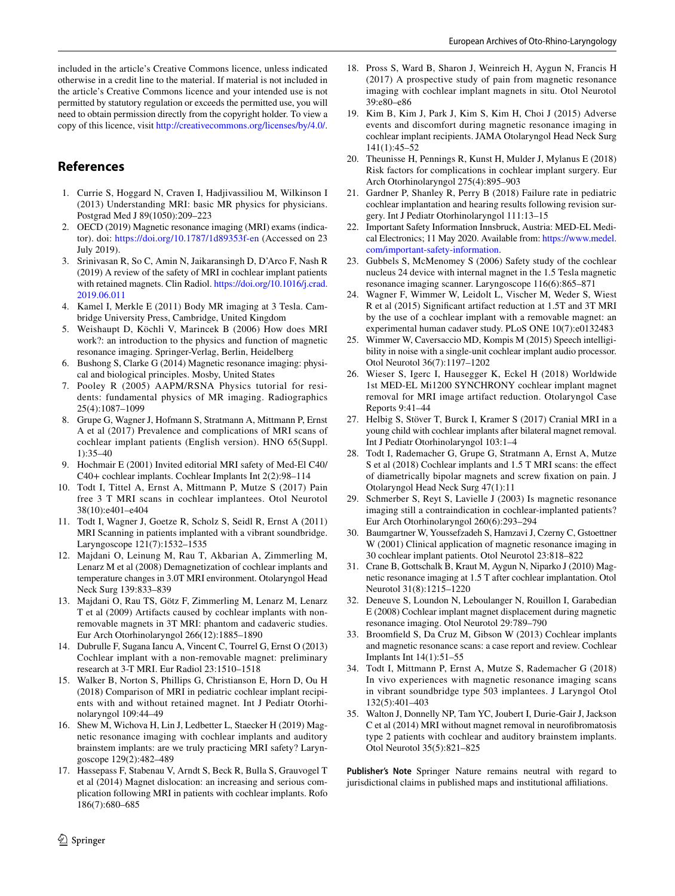included in the article's Creative Commons licence, unless indicated otherwise in a credit line to the material. If material is not included in the article's Creative Commons licence and your intended use is not permitted by statutory regulation or exceeds the permitted use, you will need to obtain permission directly from the copyright holder. To view a copy of this licence, visit http://creativecommons.org/licenses/by/4.0/.

## References

1. Currie S, Hoggard N, Craven I, Hadjivassiliou M, Wilkinson I (2013) Understanding MRI: basic MR physics for physicians. Postgrad Med J 89(1050):209–223
2. OECD (2019) Magnetic resonance imaging (MRI) exams (indicator). doi: https://doi.org/10.1787/1d89353f-en (Accessed on 23 July 2019).
3. Srinivasan R, So C, Amin N, Jaikaransingh D, D'Arco F, Nash R (2019) A review of the safety of MRI in cochlear implant patients with retained magnets. Clin Radiol. https://doi.org/10.1016/j.crad.2019.06.011
4. Kamel I, Merkle E (2011) Body MR imaging at 3 Tesla. Cambridge University Press, Cambridge, United Kingdom
5. Weishaupt D, Köchli V, Marincek B (2006) How does MRI work?: an introduction to the physics and function of magnetic resonance imaging. Springer-Verlag, Berlin, Heidelberg
6. Bushong S, Clarke G (2014) Magnetic resonance imaging: physical and biological principles. Mosby, United States
7. Pooley R (2005) AAPM/RSNA Physics tutorial for residents: fundamental physics of MR imaging. Radiographics 25(4):1087–1099
8. Grupe G, Wagner J, Hofmann S, Stratmann A, Mittmann P, Ernst A et al (2017) Prevalence and complications of MRI scans of cochlear implant patients (English version). HNO 65(Suppl. 1):35–40
9. Hochmair E (2001) Invited editorial MRI safety of Med-El C40/C40+ cochlear implants. Cochlear Implants Int 2(2):98–114
10. Todt I, Tittel A, Ernst A, Mittmann P, Mutze S (2017) Pain free 3 T MRI scans in cochlear implantees. Otol Neurotol 38(10):e401–e404
11. Todt I, Wagner J, Goetze R, Scholz S, Seidl R, Ernst A (2011) MRI Scanning in patients implanted with a vibrant soundbridge. Laryngoscope 121(7):1532–1535
12. Majdani O, Leinung M, Rau T, Akbarian A, Zimmerling M, Lenarz M et al (2008) Demagnetization of cochlear implants and temperature changes in 3.0T MRI environment. Otolaryngol Head Neck Surg 139:833–839
13. Majdani O, Rau TS, Götz F, Zimmerling M, Lenarz M, Lenarz T et al (2009) Artifacts caused by cochlear implants with non-removable magnets in 3T MRI: phantom and cadaveric studies. Eur Arch Otorhinolaryngol 266(12):1885–1890
14. Dubrulle F, Sugana Iancu A, Vincent C, Tourrel G, Ernst O (2013) Cochlear implant with a non-removable magnet: preliminary research at 3-T MRI. Eur Radiol 23:1510–1518
15. Walker B, Norton S, Phillips G, Christianson E, Horn D, Ou H (2018) Comparison of MRI in pediatric cochlear implant recipients with and without retained magnet. Int J Pediatr Otorhinolaryngol 109:44–49
16. Shew M, Wichova H, Lin J, Ledbetter L, Staecker H (2019) Magnetic resonance imaging with cochlear implants and auditory brainstem implants: are we truly practicing MRI safety? Laryngoscope 129(2):482–489
17. Hassepass F, Stabenau V, Arndt S, Beck R, Bulla S, Grauvogel T et al (2014) Magnet dislocation: an increasing and serious complication following MRI in patients with cochlear implants. Rofo 186(7):680–685
18. Pross S, Ward B, Sharon J, Weinreich H, Aygun N, Francis H (2017) A prospective study of pain from magnetic resonance imaging with cochlear implant magnets in situ. Otol Neurotol 39:e80–e86
19. Kim B, Kim J, Park J, Kim S, Kim H, Choi J (2015) Adverse events and discomfort during magnetic resonance imaging in cochlear implant recipients. JAMA Otolaryngol Head Neck Surg 141(1):45–52
20. Theunisse H, Pennings R, Kunst H, Mulder J, Mylanus E (2018) Risk factors for complications in cochlear implant surgery. Eur Arch Otorhinolaryngol 275(4):895–903
21. Gardner P, Shanley R, Perry B (2018) Failure rate in pediatric cochlear implantation and hearing results following revision surgery. Int J Pediatr Otorhinolaryngol 111:13–15
22. Important Safety Information Innsbruck, Austria: MED-EL Medical Electronics; 11 May 2020. Available from: https://www.medel.com/important-safety-information.
23. Gubbels S, McMenomey S (2006) Safety study of the cochlear nucleus 24 device with internal magnet in the 1.5 Tesla magnetic resonance imaging scanner. Laryngoscope 116(6):865–871
24. Wagner F, Wimmer W, Leidolt L, Vischer M, Weder S, Wiest R et al (2015) Significant artifact reduction at 1.5T and 3T MRI by the use of a cochlear implant with a removable magnet: an experimental human cadaver study. PLoS ONE 10(7):e0132483
25. Wimmer W, Caversaccio MD, Kompis M (2015) Speech intelligibility in noise with a single-unit cochlear implant audio processor. Otol Neurotol 36(7):1197–1202
26. Wieser S, Igerc I, Hausegger K, Eckel H (2018) Worldwide 1st MED-EL Mi1200 SYNCHRONY cochlear implant magnet removal for MRI image artifact reduction. Otolaryngol Case Reports 9:41–44
27. Helbig S, Stöver T, Burck I, Kramer S (2017) Cranial MRI in a young child with cochlear implants after bilateral magnet removal. Int J Pediatr Otorhinolaryngol 103:1–4
28. Todt I, Rademacher G, Grupe G, Stratmann A, Ernst A, Mutze S et al (2018) Cochlear implants and 1.5 T MRI scans: the effect of diametrically bipolar magnets and screw fixation on pain. J Otolaryngol Head Neck Surg 47(1):11
29. Schmerber S, Reyt S, Lavielle J (2003) Is magnetic resonance imaging still a contraindication in cochlear-implanted patients? Eur Arch Otorhinolaryngol 260(6):293–294
30. Baumgartner W, Youssefzadeh S, Hamzavi J, Czerny C, Gstoettner W (2001) Clinical application of magnetic resonance imaging in 30 cochlear implant patients. Otol Neurotol 23:818–822
31. Crane B, Gottschalk B, Kraut M, Aygun N, Niparko J (2010) Magnetic resonance imaging at 1.5 T after cochlear implantation. Otol Neurotol 31(8):1215–1220
32. Deneuve S, Loundon N, Leboulanger N, Rouillon I, Garabedian E (2008) Cochlear implant magnet displacement during magnetic resonance imaging. Otol Neurotol 29:789–790
33. Broomfield S, Da Cruz M, Gibson W (2013) Cochlear implants and magnetic resonance scans: a case report and review. Cochlear Implants Int 14(1):51–55
34. Todt I, Mittmann P, Ernst A, Mutze S, Rademacher G (2018) In vivo experiences with magnetic resonance imaging scans in vibrant soundbridge type 503 implantees. J Laryngol Otol 132(5):401–403
35. Walton J, Donnelly NP, Tam YC, Joubert I, Durie-Gair J, Jackson C et al (2014) MRI without magnet removal in neurofibromatosis type 2 patients with cochlear and auditory brainstem implants. Otol Neurotol 35(5):821–825

**Publisher's Note** Springer Nature remains neutral with regard to jurisdictional claims in published maps and institutional affiliations.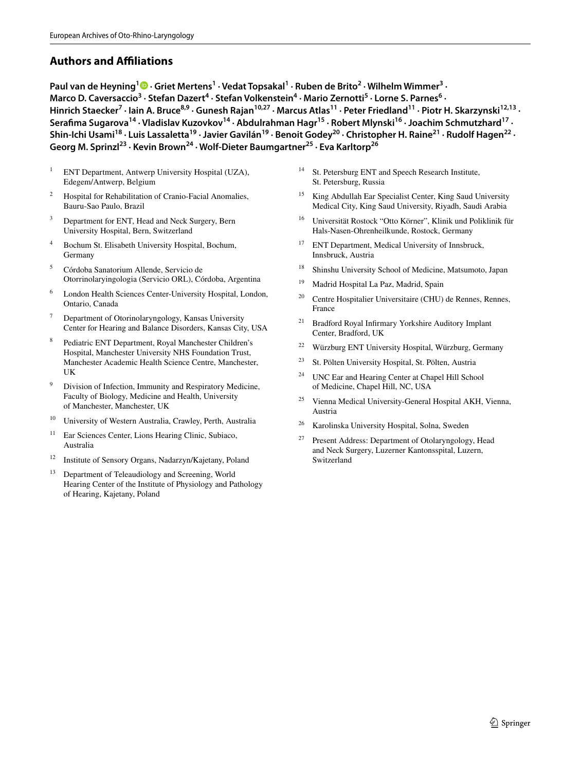## Authors and Affiliations

**Paul van de Heyning[1] · Griet Mertens[1] · Vedat Topsakal[1] · Ruben de Brito[2] · Wilhelm Wimmer[3] · Marco D. Caversaccio[3] · Stefan Dazert[4] · Stefan Volkenstein[4] · Mario Zernotti[5] · Lorne S. Parnes[6] · Hinrich Staecker[7] · Iain A. Bruce[8,9] · Gunesh Rajan[10,27] · Marcus Atlas[11] · Peter Friedland[11] · Piotr H. Skarzynski[12,13] · Serafima Sugarova[14] · Vladislav Kuzovkov[14] · Abdulrahman Hagr[15] · Robert Mlynski[16] · Joachim Schmutzhard[17] · Shin-Ichi Usami[18] · Luis Lassaletta[19] · Javier Gavilán[19] · Benoit Godey[20] · Christopher H. Raine[21] · Rudolf Hagen[22] · Georg M. Sprinzl[23] · Kevin Brown[24] · Wolf-Dieter Baumgartner[25] · Eva Karltorp[26]**

1. ENT Department, Antwerp University Hospital (UZA), Edegem/Antwerp, Belgium
2. Hospital for Rehabilitation of Cranio-Facial Anomalies, Bauru-Sao Paulo, Brazil
3. Department for ENT, Head and Neck Surgery, Bern University Hospital, Bern, Switzerland
4. Bochum St. Elisabeth University Hospital, Bochum, Germany
5. Córdoba Sanatorium Allende, Servicio de Otorrinolaryingologia (Servicio ORL), Córdoba, Argentina
6. London Health Sciences Center-University Hospital, London, Ontario, Canada
7. Department of Otorinolaryngology, Kansas University Center for Hearing and Balance Disorders, Kansas City, USA
8. Pediatric ENT Department, Royal Manchester Children's Hospital, Manchester University NHS Foundation Trust, Manchester Academic Health Science Centre, Manchester, UK
9. Division of Infection, Immunity and Respiratory Medicine, Faculty of Biology, Medicine and Health, University of Manchester, Manchester, UK
10. University of Western Australia, Crawley, Perth, Australia
11. Ear Sciences Center, Lions Hearing Clinic, Subiaco, Australia
12. Institute of Sensory Organs, Nadarzyn/Kajetany, Poland
13. Department of Teleaudiology and Screening, World Hearing Center of the Institute of Physiology and Pathology of Hearing, Kajetany, Poland
14. St. Petersburg ENT and Speech Research Institute, St. Petersburg, Russia
15. King Abdullah Ear Specialist Center, King Saud University Medical City, King Saud University, Riyadh, Saudi Arabia
16. Universität Rostock "Otto Körner", Klinik und Poliklinik für Hals-Nasen-Ohrenheilkunde, Rostock, Germany
17. ENT Department, Medical University of Innsbruck, Innsbruck, Austria
18. Shinshu University School of Medicine, Matsumoto, Japan
19. Madrid Hospital La Paz, Madrid, Spain
20. Centre Hospitalier Universitaire (CHU) de Rennes, Rennes, France
21. Bradford Royal Infirmary Yorkshire Auditory Implant Center, Bradford, UK
22. Würzburg ENT University Hospital, Würzburg, Germany
23. St. Pölten University Hospital, St. Pölten, Austria
24. UNC Ear and Hearing Center at Chapel Hill School of Medicine, Chapel Hill, NC, USA
25. Vienna Medical University-General Hospital AKH, Vienna, Austria
26. Karolinska University Hospital, Solna, Sweden
27. Present Address: Department of Otolaryngology, Head and Neck Surgery, Luzerner Kantonsspital, Luzern, Switzerland